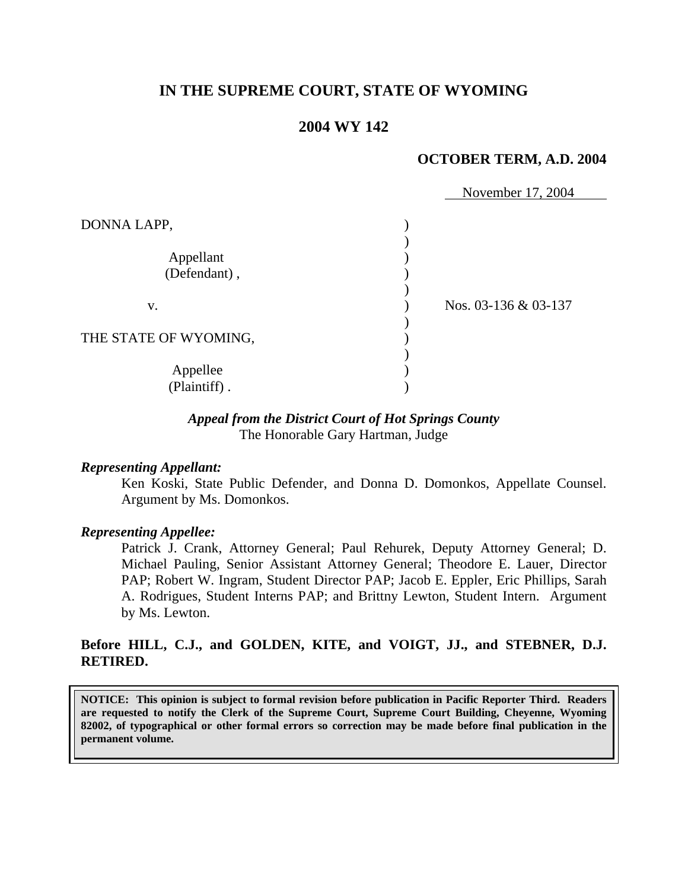**IN THE SUPREME COURT, STATE OF WYOMING**

**2004 WY 142**

**OCTOBER TERM, A.D. 2004**

November 17, 2004

DONNA LAPP,

Appellant (Defendant),

v.

THE STATE OF WYOMING,

Appellee (Plaintiff).

Nos. 03-136 & 03-137

***Appeal from the District Court of Hot Springs County***
The Honorable Gary Hartman, Judge

***Representing Appellant:***

Ken Koski, State Public Defender, and Donna D. Domonkos, Appellate Counsel. Argument by Ms. Domonkos.

***Representing Appellee:***

Patrick J. Crank, Attorney General; Paul Rehurek, Deputy Attorney General; D. Michael Pauling, Senior Assistant Attorney General; Theodore E. Lauer, Director PAP; Robert W. Ingram, Student Director PAP; Jacob E. Eppler, Eric Phillips, Sarah A. Rodrigues, Student Interns PAP; and Brittny Lewton, Student Intern. Argument by Ms. Lewton.

**Before HILL, C.J., and GOLDEN, KITE, and VOIGT, JJ., and STEBNER, D.J. RETIRED.**

**NOTICE: This opinion is subject to formal revision before publication in Pacific Reporter Third. Readers are requested to notify the Clerk of the Supreme Court, Supreme Court Building, Cheyenne, Wyoming 82002, of typographical or other formal errors so correction may be made before final publication in the permanent volume.**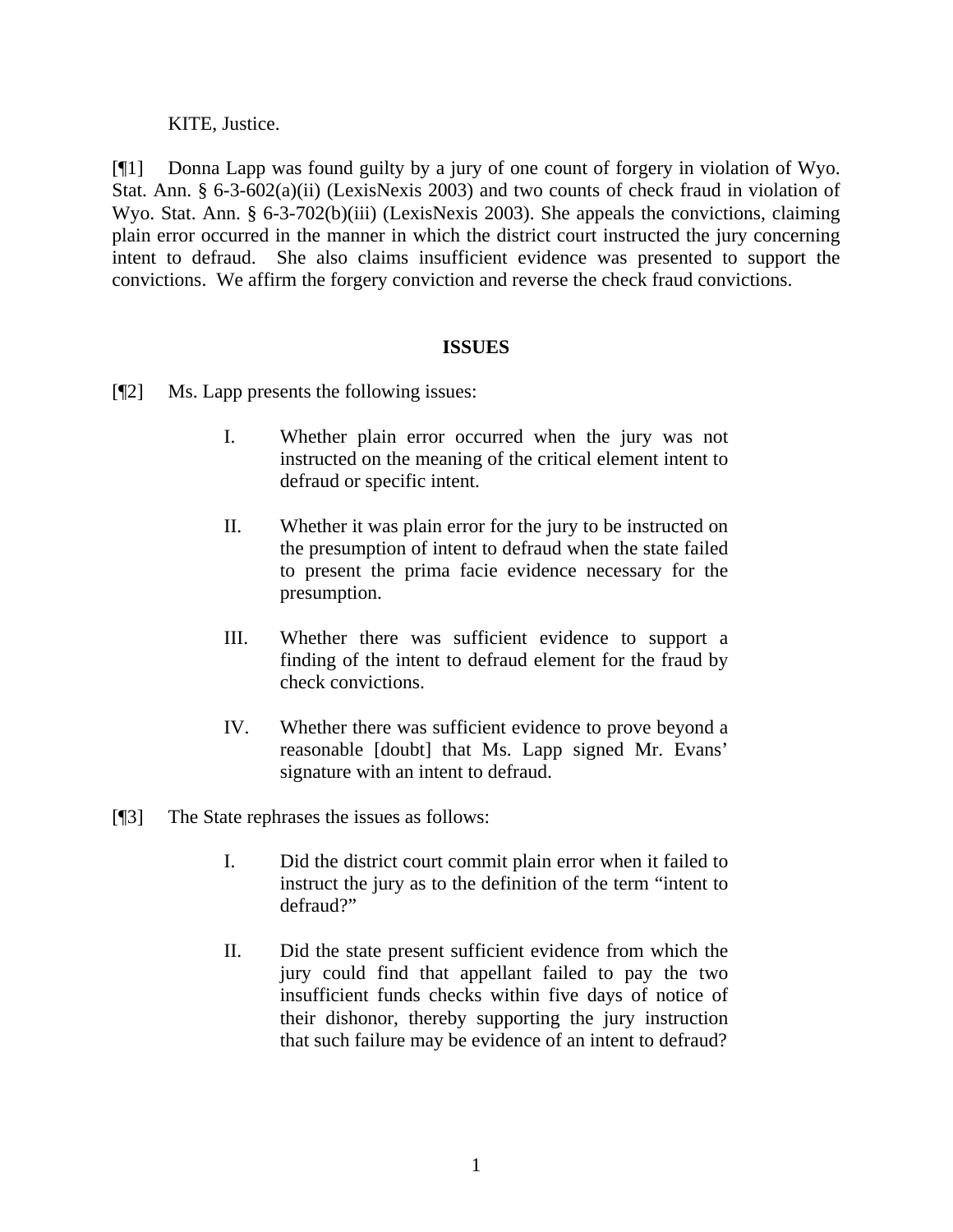KITE, Justice.

[¶1] Donna Lapp was found guilty by a jury of one count of forgery in violation of Wyo. Stat. Ann. § 6-3-602(a)(ii) (LexisNexis 2003) and two counts of check fraud in violation of Wyo. Stat. Ann. § 6-3-702(b)(iii) (LexisNexis 2003). She appeals the convictions, claiming plain error occurred in the manner in which the district court instructed the jury concerning intent to defraud. She also claims insufficient evidence was presented to support the convictions. We affirm the forgery conviction and reverse the check fraud convictions.

## ISSUES

[¶2] Ms. Lapp presents the following issues:

> I. Whether plain error occurred when the jury was not instructed on the meaning of the critical element intent to defraud or specific intent.
>
> II. Whether it was plain error for the jury to be instructed on the presumption of intent to defraud when the state failed to present the prima facie evidence necessary for the presumption.
>
> III. Whether there was sufficient evidence to support a finding of the intent to defraud element for the fraud by check convictions.
>
> IV. Whether there was sufficient evidence to prove beyond a reasonable [doubt] that Ms. Lapp signed Mr. Evans' signature with an intent to defraud.

[¶3] The State rephrases the issues as follows:

> I. Did the district court commit plain error when it failed to instruct the jury as to the definition of the term "intent to defraud?"
>
> II. Did the state present sufficient evidence from which the jury could find that appellant failed to pay the two insufficient funds checks within five days of notice of their dishonor, thereby supporting the jury instruction that such failure may be evidence of an intent to defraud?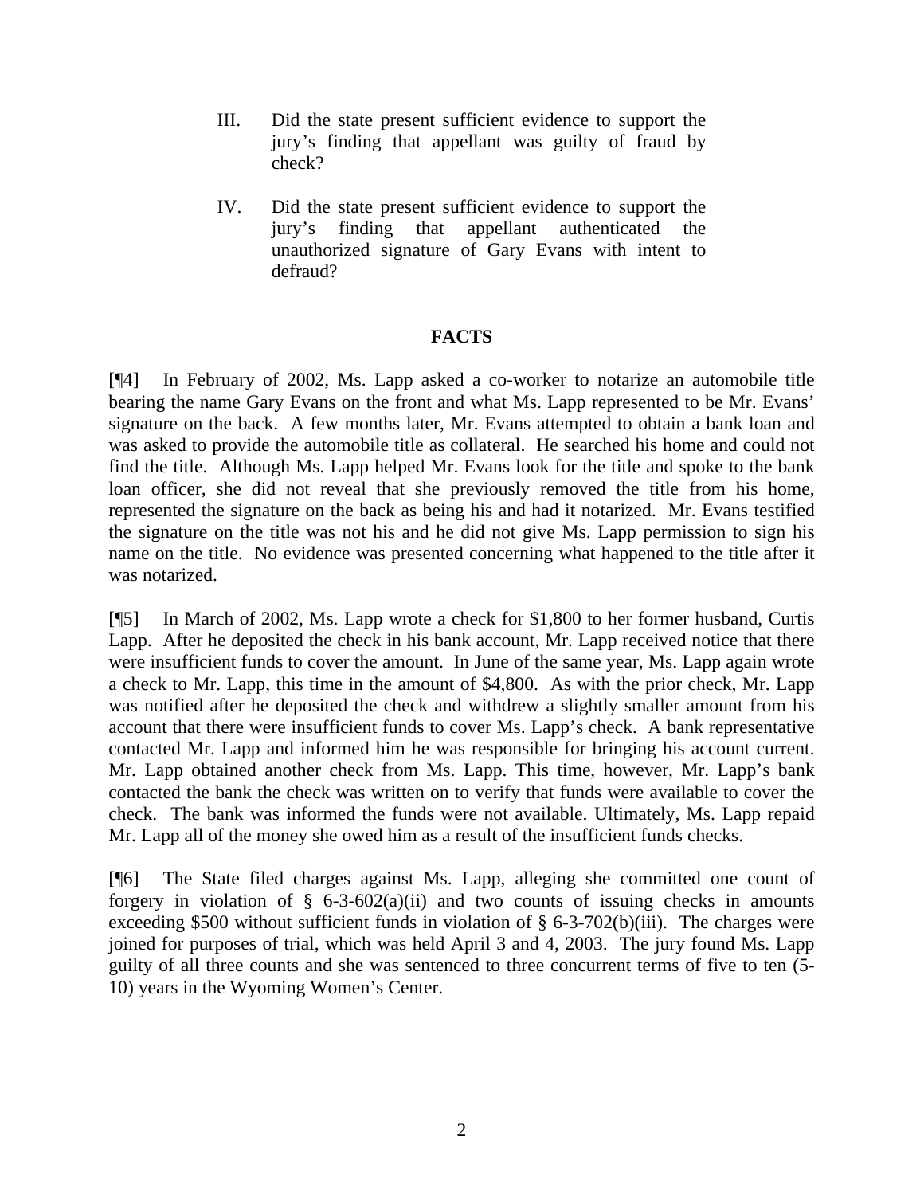III. Did the state present sufficient evidence to support the jury's finding that appellant was guilty of fraud by check?

IV. Did the state present sufficient evidence to support the jury's finding that appellant authenticated the unauthorized signature of Gary Evans with intent to defraud?

## FACTS

[¶4] In February of 2002, Ms. Lapp asked a co-worker to notarize an automobile title bearing the name Gary Evans on the front and what Ms. Lapp represented to be Mr. Evans' signature on the back. A few months later, Mr. Evans attempted to obtain a bank loan and was asked to provide the automobile title as collateral. He searched his home and could not find the title. Although Ms. Lapp helped Mr. Evans look for the title and spoke to the bank loan officer, she did not reveal that she previously removed the title from his home, represented the signature on the back as being his and had it notarized. Mr. Evans testified the signature on the title was not his and he did not give Ms. Lapp permission to sign his name on the title. No evidence was presented concerning what happened to the title after it was notarized.

[¶5] In March of 2002, Ms. Lapp wrote a check for $1,800 to her former husband, Curtis Lapp. After he deposited the check in his bank account, Mr. Lapp received notice that there were insufficient funds to cover the amount. In June of the same year, Ms. Lapp again wrote a check to Mr. Lapp, this time in the amount of $4,800. As with the prior check, Mr. Lapp was notified after he deposited the check and withdrew a slightly smaller amount from his account that there were insufficient funds to cover Ms. Lapp's check. A bank representative contacted Mr. Lapp and informed him he was responsible for bringing his account current. Mr. Lapp obtained another check from Ms. Lapp. This time, however, Mr. Lapp's bank contacted the bank the check was written on to verify that funds were available to cover the check. The bank was informed the funds were not available. Ultimately, Ms. Lapp repaid Mr. Lapp all of the money she owed him as a result of the insufficient funds checks.

[¶6] The State filed charges against Ms. Lapp, alleging she committed one count of forgery in violation of § 6-3-602(a)(ii) and two counts of issuing checks in amounts exceeding $500 without sufficient funds in violation of § 6-3-702(b)(iii). The charges were joined for purposes of trial, which was held April 3 and 4, 2003. The jury found Ms. Lapp guilty of all three counts and she was sentenced to three concurrent terms of five to ten (5-10) years in the Wyoming Women's Center.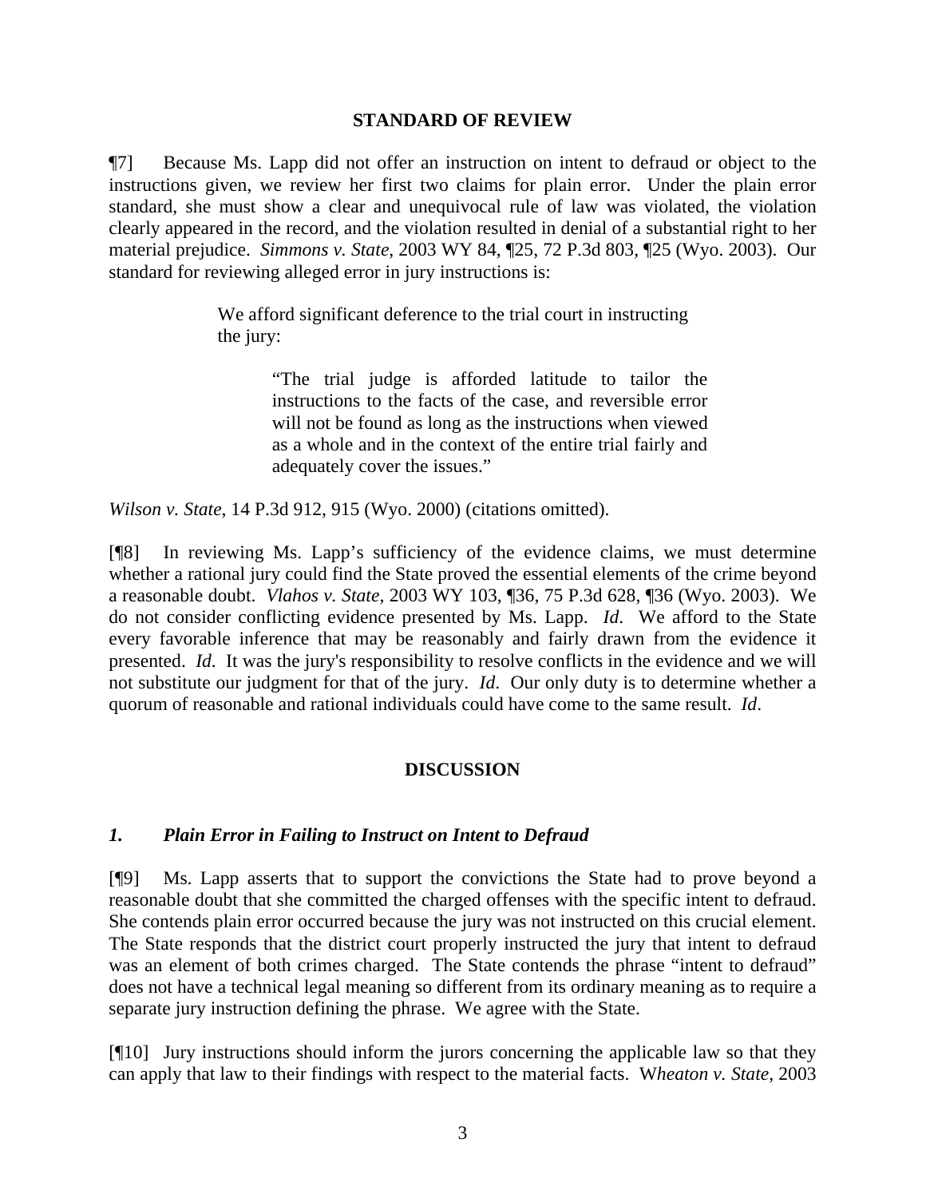## STANDARD OF REVIEW

¶7] Because Ms. Lapp did not offer an instruction on intent to defraud or object to the instructions given, we review her first two claims for plain error. Under the plain error standard, she must show a clear and unequivocal rule of law was violated, the violation clearly appeared in the record, and the violation resulted in denial of a substantial right to her material prejudice. *Simmons v. State*, 2003 WY 84, ¶25, 72 P.3d 803, ¶25 (Wyo. 2003). Our standard for reviewing alleged error in jury instructions is:

> We afford significant deference to the trial court in instructing the jury:
>
> > "The trial judge is afforded latitude to tailor the instructions to the facts of the case, and reversible error will not be found as long as the instructions when viewed as a whole and in the context of the entire trial fairly and adequately cover the issues."

*Wilson v. State*, 14 P.3d 912, 915 (Wyo. 2000) (citations omitted).

[¶8] In reviewing Ms. Lapp's sufficiency of the evidence claims, we must determine whether a rational jury could find the State proved the essential elements of the crime beyond a reasonable doubt. *Vlahos v. State*, 2003 WY 103, ¶36, 75 P.3d 628, ¶36 (Wyo. 2003). We do not consider conflicting evidence presented by Ms. Lapp. *Id*. We afford to the State every favorable inference that may be reasonably and fairly drawn from the evidence it presented. *Id*. It was the jury's responsibility to resolve conflicts in the evidence and we will not substitute our judgment for that of the jury. *Id*. Our only duty is to determine whether a quorum of reasonable and rational individuals could have come to the same result. *Id*.

## DISCUSSION

### *1. Plain Error in Failing to Instruct on Intent to Defraud*

[¶9] Ms. Lapp asserts that to support the convictions the State had to prove beyond a reasonable doubt that she committed the charged offenses with the specific intent to defraud. She contends plain error occurred because the jury was not instructed on this crucial element. The State responds that the district court properly instructed the jury that intent to defraud was an element of both crimes charged. The State contends the phrase "intent to defraud" does not have a technical legal meaning so different from its ordinary meaning as to require a separate jury instruction defining the phrase. We agree with the State.

[¶10] Jury instructions should inform the jurors concerning the applicable law so that they can apply that law to their findings with respect to the material facts. *Wheaton v. State*, 2003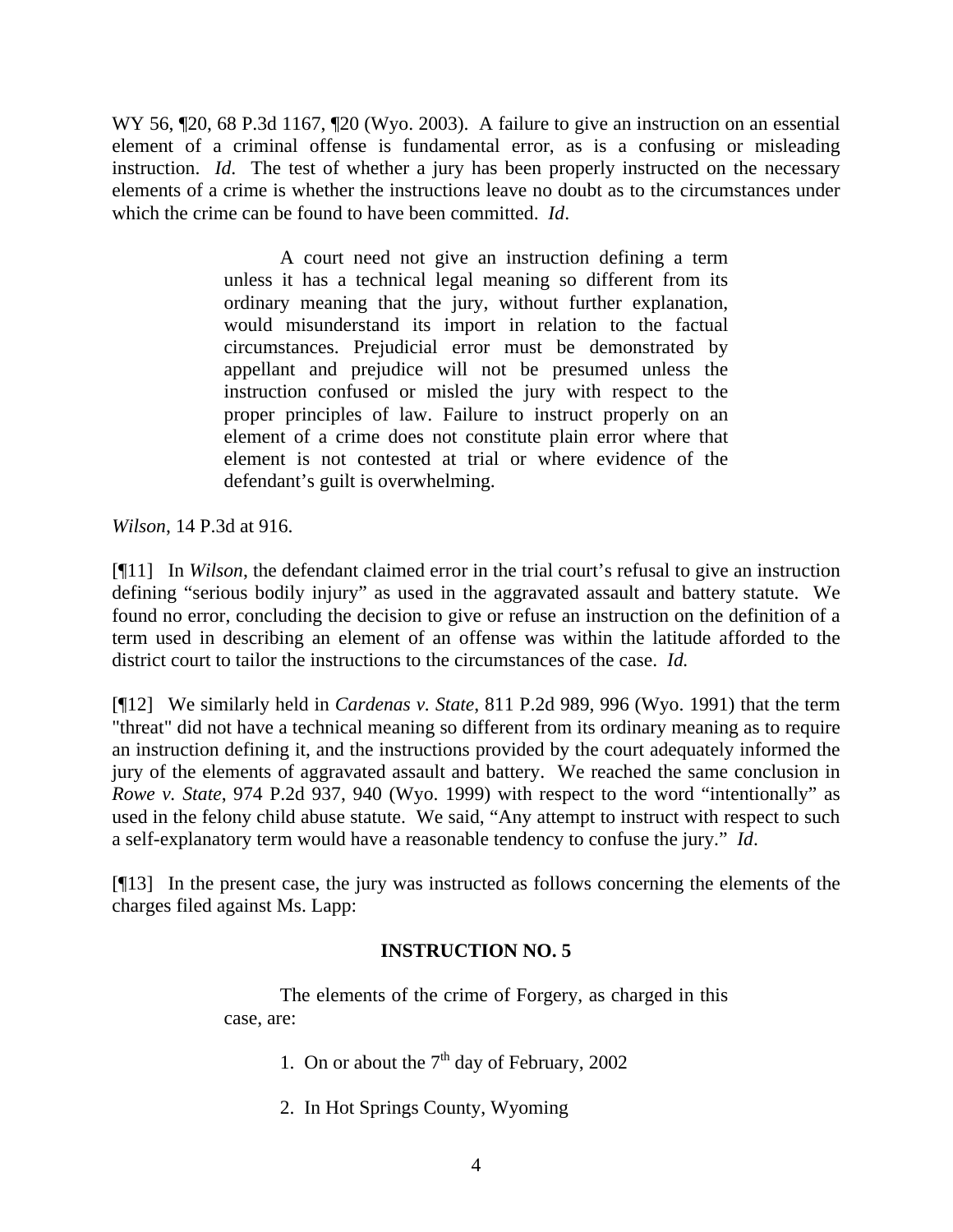WY 56, ¶20, 68 P.3d 1167, ¶20 (Wyo. 2003). A failure to give an instruction on an essential element of a criminal offense is fundamental error, as is a confusing or misleading instruction. *Id*. The test of whether a jury has been properly instructed on the necessary elements of a crime is whether the instructions leave no doubt as to the circumstances under which the crime can be found to have been committed. *Id*.

> A court need not give an instruction defining a term unless it has a technical legal meaning so different from its ordinary meaning that the jury, without further explanation, would misunderstand its import in relation to the factual circumstances. Prejudicial error must be demonstrated by appellant and prejudice will not be presumed unless the instruction confused or misled the jury with respect to the proper principles of law. Failure to instruct properly on an element of a crime does not constitute plain error where that element is not contested at trial or where evidence of the defendant's guilt is overwhelming.

*Wilson*, 14 P.3d at 916.

[¶11] In *Wilson*, the defendant claimed error in the trial court's refusal to give an instruction defining "serious bodily injury" as used in the aggravated assault and battery statute. We found no error, concluding the decision to give or refuse an instruction on the definition of a term used in describing an element of an offense was within the latitude afforded to the district court to tailor the instructions to the circumstances of the case. *Id.*

[¶12] We similarly held in *Cardenas v. State*, 811 P.2d 989, 996 (Wyo. 1991) that the term "threat" did not have a technical meaning so different from its ordinary meaning as to require an instruction defining it, and the instructions provided by the court adequately informed the jury of the elements of aggravated assault and battery. We reached the same conclusion in *Rowe v. State*, 974 P.2d 937, 940 (Wyo. 1999) with respect to the word "intentionally" as used in the felony child abuse statute. We said, "Any attempt to instruct with respect to such a self-explanatory term would have a reasonable tendency to confuse the jury." *Id*.

[¶13] In the present case, the jury was instructed as follows concerning the elements of the charges filed against Ms. Lapp:

> **INSTRUCTION NO. 5**
>
> The elements of the crime of Forgery, as charged in this case, are:
>
> 1. On or about the 7th day of February, 2002
>
> 2. In Hot Springs County, Wyoming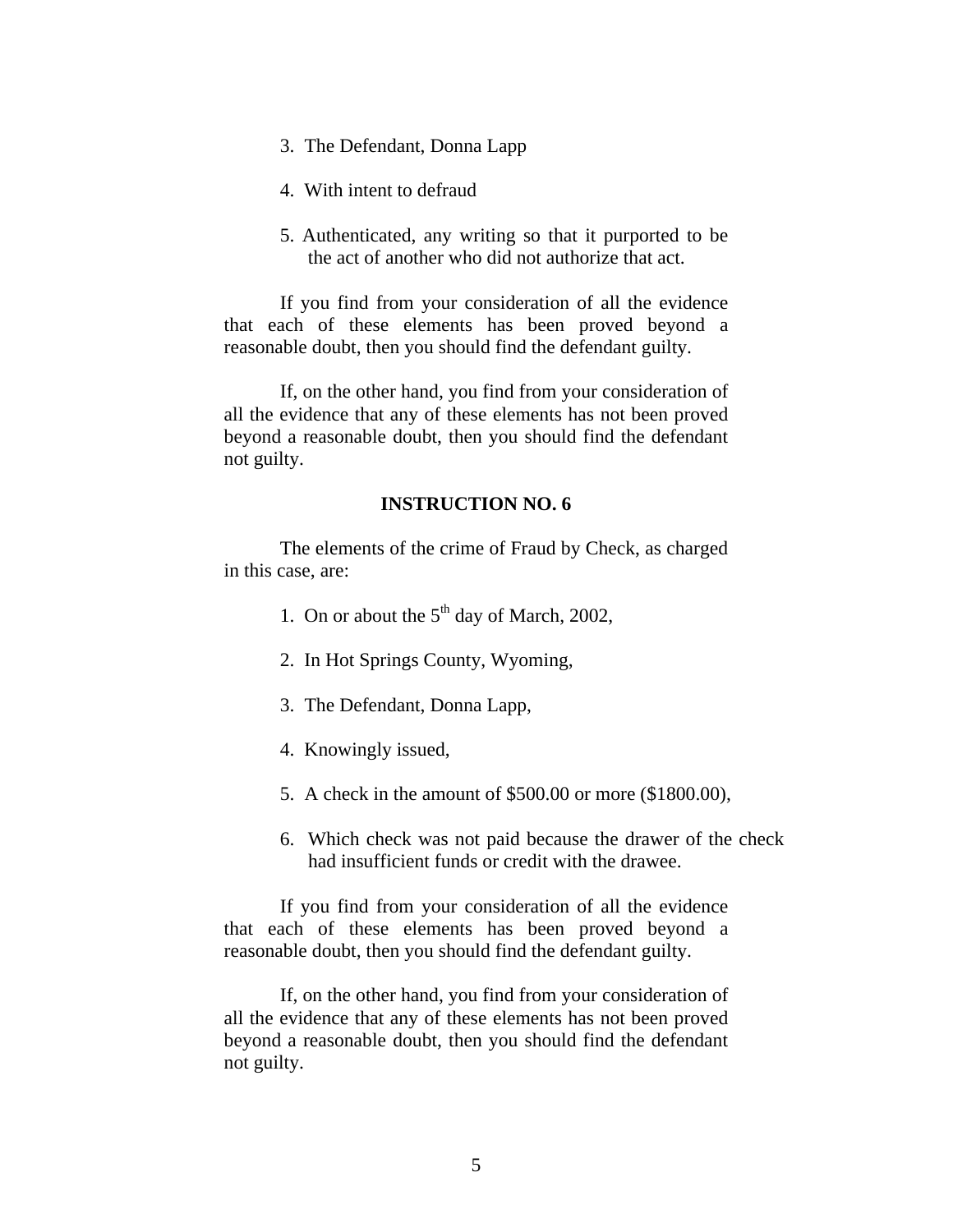3. The Defendant, Donna Lapp

4. With intent to defraud

5. Authenticated, any writing so that it purported to be the act of another who did not authorize that act.

If you find from your consideration of all the evidence that each of these elements has been proved beyond a reasonable doubt, then you should find the defendant guilty.

If, on the other hand, you find from your consideration of all the evidence that any of these elements has not been proved beyond a reasonable doubt, then you should find the defendant not guilty.

**INSTRUCTION NO. 6**

The elements of the crime of Fraud by Check, as charged in this case, are:

1. On or about the 5th day of March, 2002,

2. In Hot Springs County, Wyoming,

3. The Defendant, Donna Lapp,

4. Knowingly issued,

5. A check in the amount of $500.00 or more ($1800.00),

6. Which check was not paid because the drawer of the check had insufficient funds or credit with the drawee.

If you find from your consideration of all the evidence that each of these elements has been proved beyond a reasonable doubt, then you should find the defendant guilty.

If, on the other hand, you find from your consideration of all the evidence that any of these elements has not been proved beyond a reasonable doubt, then you should find the defendant not guilty.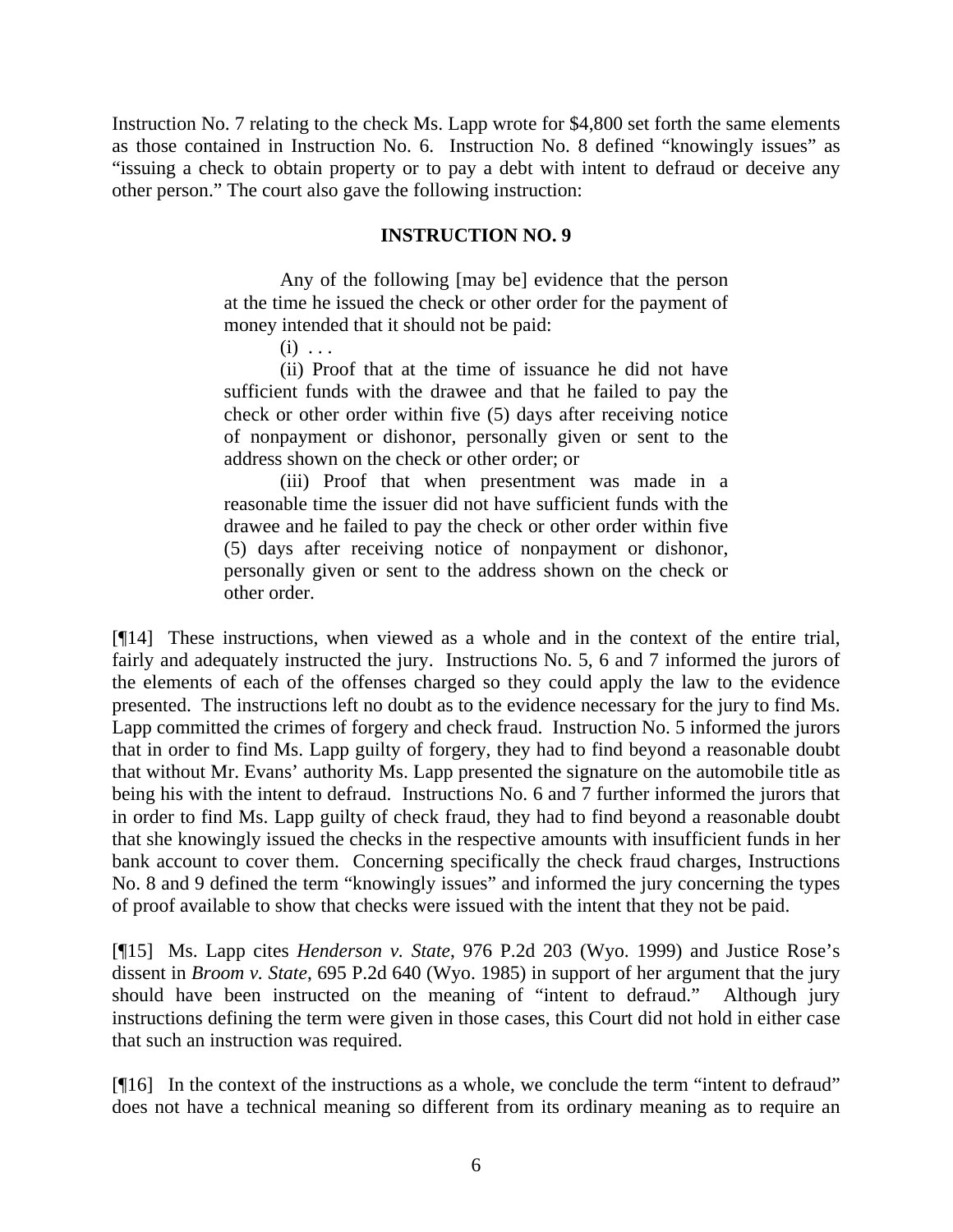Instruction No. 7 relating to the check Ms. Lapp wrote for $4,800 set forth the same elements as those contained in Instruction No. 6. Instruction No. 8 defined "knowingly issues" as "issuing a check to obtain property or to pay a debt with intent to defraud or deceive any other person." The court also gave the following instruction:

**INSTRUCTION NO. 9**

> Any of the following [may be] evidence that the person at the time he issued the check or other order for the payment of money intended that it should not be paid:
>
> (i) . . .
>
> (ii) Proof that at the time of issuance he did not have sufficient funds with the drawee and that he failed to pay the check or other order within five (5) days after receiving notice of nonpayment or dishonor, personally given or sent to the address shown on the check or other order; or
>
> (iii) Proof that when presentment was made in a reasonable time the issuer did not have sufficient funds with the drawee and he failed to pay the check or other order within five (5) days after receiving notice of nonpayment or dishonor, personally given or sent to the address shown on the check or other order.

[¶14] These instructions, when viewed as a whole and in the context of the entire trial, fairly and adequately instructed the jury. Instructions No. 5, 6 and 7 informed the jurors of the elements of each of the offenses charged so they could apply the law to the evidence presented. The instructions left no doubt as to the evidence necessary for the jury to find Ms. Lapp committed the crimes of forgery and check fraud. Instruction No. 5 informed the jurors that in order to find Ms. Lapp guilty of forgery, they had to find beyond a reasonable doubt that without Mr. Evans' authority Ms. Lapp presented the signature on the automobile title as being his with the intent to defraud. Instructions No. 6 and 7 further informed the jurors that in order to find Ms. Lapp guilty of check fraud, they had to find beyond a reasonable doubt that she knowingly issued the checks in the respective amounts with insufficient funds in her bank account to cover them. Concerning specifically the check fraud charges, Instructions No. 8 and 9 defined the term "knowingly issues" and informed the jury concerning the types of proof available to show that checks were issued with the intent that they not be paid.

[¶15] Ms. Lapp cites *Henderson v. State*, 976 P.2d 203 (Wyo. 1999) and Justice Rose's dissent in *Broom v. State*, 695 P.2d 640 (Wyo. 1985) in support of her argument that the jury should have been instructed on the meaning of "intent to defraud." Although jury instructions defining the term were given in those cases, this Court did not hold in either case that such an instruction was required.

[¶16] In the context of the instructions as a whole, we conclude the term "intent to defraud" does not have a technical meaning so different from its ordinary meaning as to require an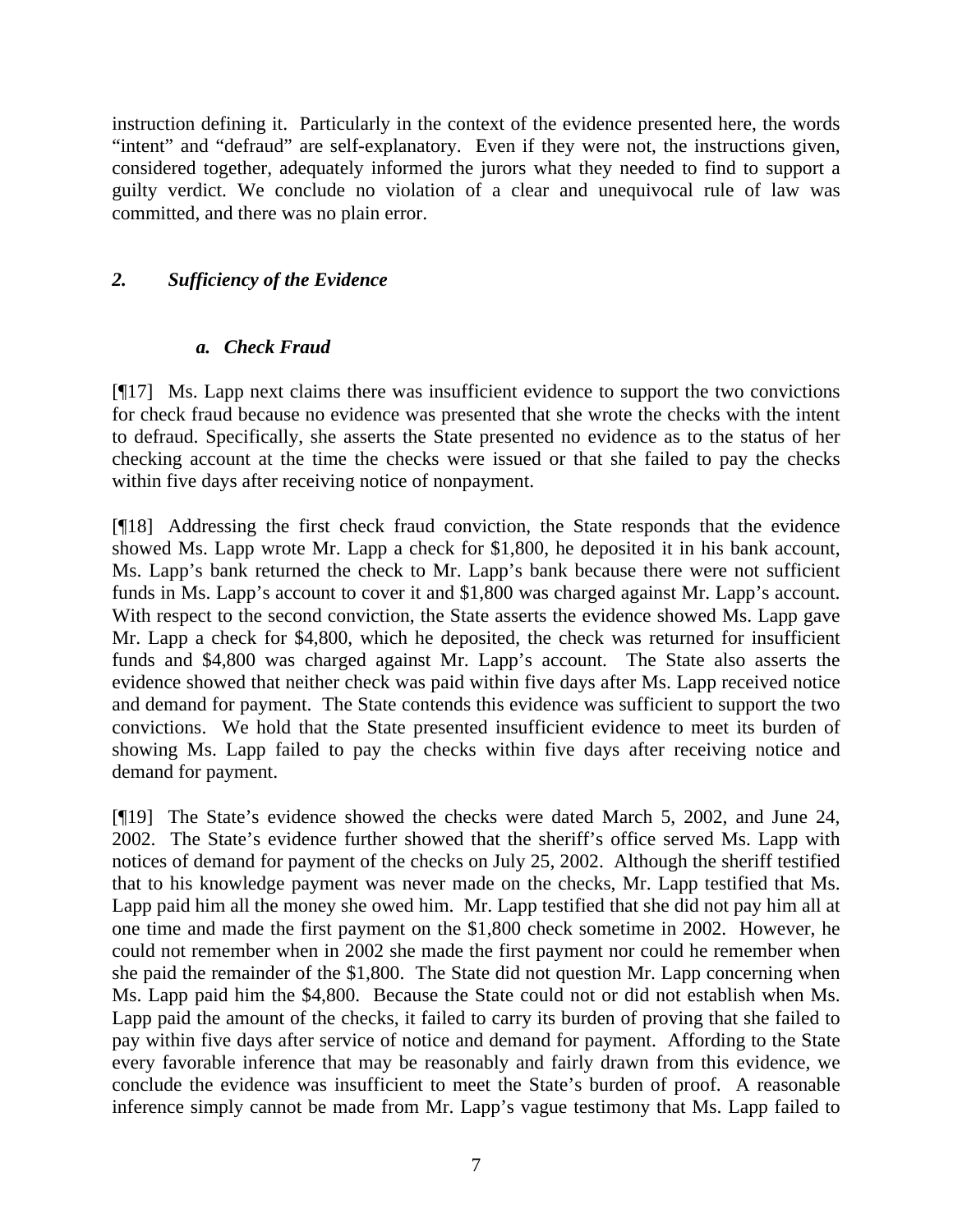instruction defining it. Particularly in the context of the evidence presented here, the words "intent" and "defraud" are self-explanatory. Even if they were not, the instructions given, considered together, adequately informed the jurors what they needed to find to support a guilty verdict. We conclude no violation of a clear and unequivocal rule of law was committed, and there was no plain error.

### *2. Sufficiency of the Evidence*

#### *a. Check Fraud*

[¶17] Ms. Lapp next claims there was insufficient evidence to support the two convictions for check fraud because no evidence was presented that she wrote the checks with the intent to defraud. Specifically, she asserts the State presented no evidence as to the status of her checking account at the time the checks were issued or that she failed to pay the checks within five days after receiving notice of nonpayment.

[¶18] Addressing the first check fraud conviction, the State responds that the evidence showed Ms. Lapp wrote Mr. Lapp a check for $1,800, he deposited it in his bank account, Ms. Lapp's bank returned the check to Mr. Lapp's bank because there were not sufficient funds in Ms. Lapp's account to cover it and $1,800 was charged against Mr. Lapp's account. With respect to the second conviction, the State asserts the evidence showed Ms. Lapp gave Mr. Lapp a check for $4,800, which he deposited, the check was returned for insufficient funds and $4,800 was charged against Mr. Lapp's account. The State also asserts the evidence showed that neither check was paid within five days after Ms. Lapp received notice and demand for payment. The State contends this evidence was sufficient to support the two convictions. We hold that the State presented insufficient evidence to meet its burden of showing Ms. Lapp failed to pay the checks within five days after receiving notice and demand for payment.

[¶19] The State's evidence showed the checks were dated March 5, 2002, and June 24, 2002. The State's evidence further showed that the sheriff's office served Ms. Lapp with notices of demand for payment of the checks on July 25, 2002. Although the sheriff testified that to his knowledge payment was never made on the checks, Mr. Lapp testified that Ms. Lapp paid him all the money she owed him. Mr. Lapp testified that she did not pay him all at one time and made the first payment on the $1,800 check sometime in 2002. However, he could not remember when in 2002 she made the first payment nor could he remember when she paid the remainder of the $1,800. The State did not question Mr. Lapp concerning when Ms. Lapp paid him the $4,800. Because the State could not or did not establish when Ms. Lapp paid the amount of the checks, it failed to carry its burden of proving that she failed to pay within five days after service of notice and demand for payment. Affording to the State every favorable inference that may be reasonably and fairly drawn from this evidence, we conclude the evidence was insufficient to meet the State's burden of proof. A reasonable inference simply cannot be made from Mr. Lapp's vague testimony that Ms. Lapp failed to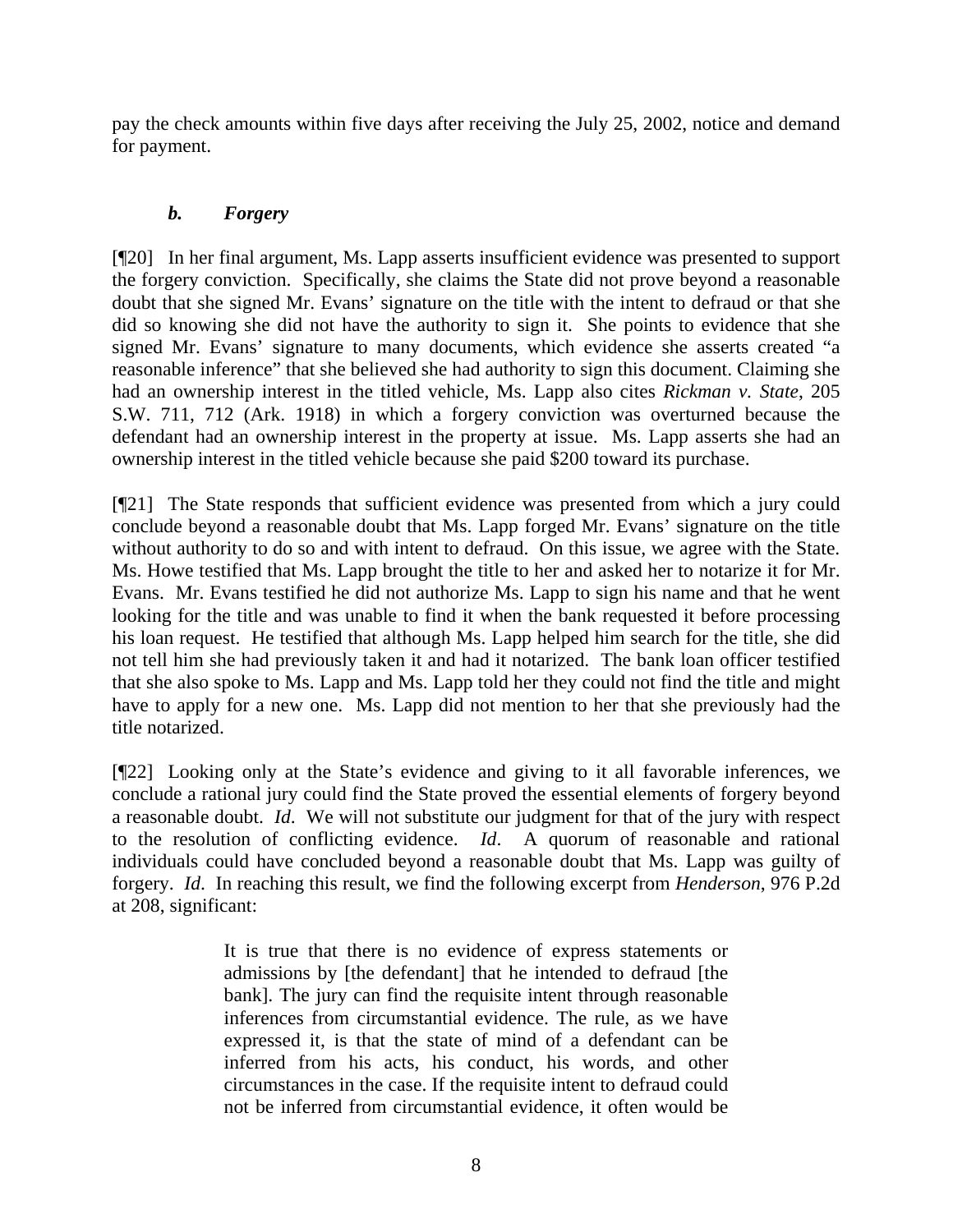pay the check amounts within five days after receiving the July 25, 2002, notice and demand for payment.

### *b. Forgery*

[¶20] In her final argument, Ms. Lapp asserts insufficient evidence was presented to support the forgery conviction. Specifically, she claims the State did not prove beyond a reasonable doubt that she signed Mr. Evans' signature on the title with the intent to defraud or that she did so knowing she did not have the authority to sign it. She points to evidence that she signed Mr. Evans' signature to many documents, which evidence she asserts created "a reasonable inference" that she believed she had authority to sign this document. Claiming she had an ownership interest in the titled vehicle, Ms. Lapp also cites *Rickman v. State*, 205 S.W. 711, 712 (Ark. 1918) in which a forgery conviction was overturned because the defendant had an ownership interest in the property at issue. Ms. Lapp asserts she had an ownership interest in the titled vehicle because she paid $200 toward its purchase.

[¶21] The State responds that sufficient evidence was presented from which a jury could conclude beyond a reasonable doubt that Ms. Lapp forged Mr. Evans' signature on the title without authority to do so and with intent to defraud. On this issue, we agree with the State. Ms. Howe testified that Ms. Lapp brought the title to her and asked her to notarize it for Mr. Evans. Mr. Evans testified he did not authorize Ms. Lapp to sign his name and that he went looking for the title and was unable to find it when the bank requested it before processing his loan request. He testified that although Ms. Lapp helped him search for the title, she did not tell him she had previously taken it and had it notarized. The bank loan officer testified that she also spoke to Ms. Lapp and Ms. Lapp told her they could not find the title and might have to apply for a new one. Ms. Lapp did not mention to her that she previously had the title notarized.

[¶22] Looking only at the State's evidence and giving to it all favorable inferences, we conclude a rational jury could find the State proved the essential elements of forgery beyond a reasonable doubt. *Id*. We will not substitute our judgment for that of the jury with respect to the resolution of conflicting evidence. *Id*. A quorum of reasonable and rational individuals could have concluded beyond a reasonable doubt that Ms. Lapp was guilty of forgery. *Id*. In reaching this result, we find the following excerpt from *Henderson*, 976 P.2d at 208, significant:

> It is true that there is no evidence of express statements or admissions by [the defendant] that he intended to defraud [the bank]. The jury can find the requisite intent through reasonable inferences from circumstantial evidence. The rule, as we have expressed it, is that the state of mind of a defendant can be inferred from his acts, his conduct, his words, and other circumstances in the case. If the requisite intent to defraud could not be inferred from circumstantial evidence, it often would be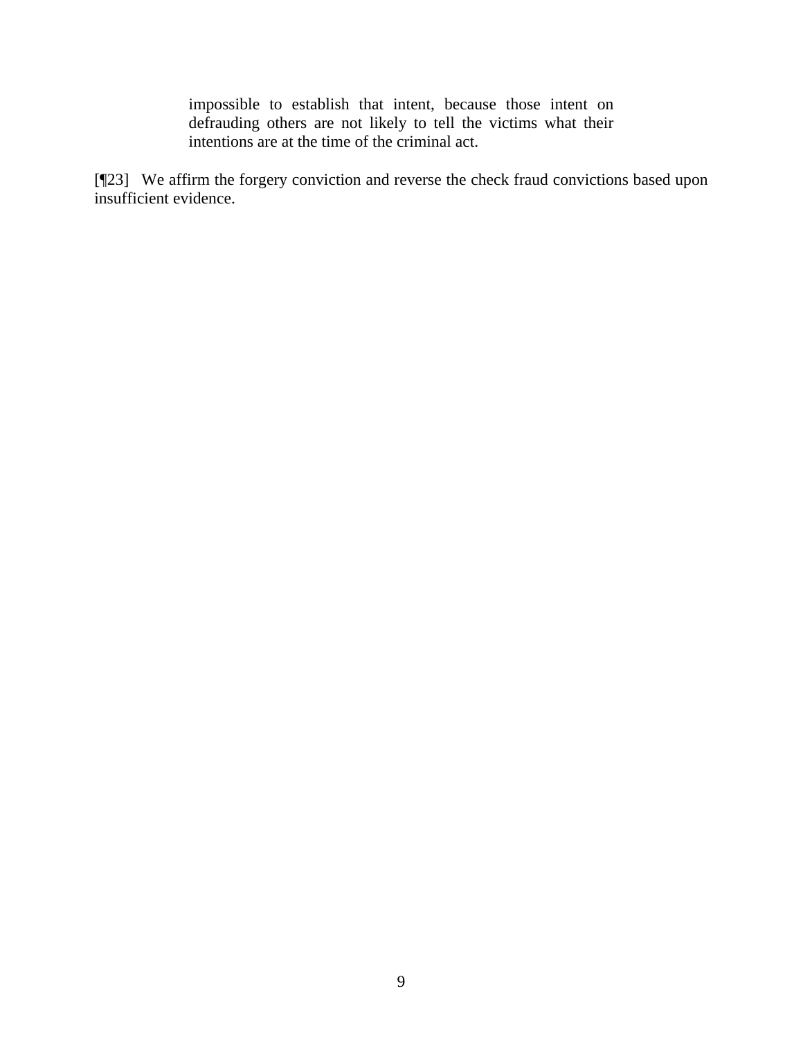> impossible to establish that intent, because those intent on defrauding others are not likely to tell the victims what their intentions are at the time of the criminal act.

[¶23] We affirm the forgery conviction and reverse the check fraud convictions based upon insufficient evidence.